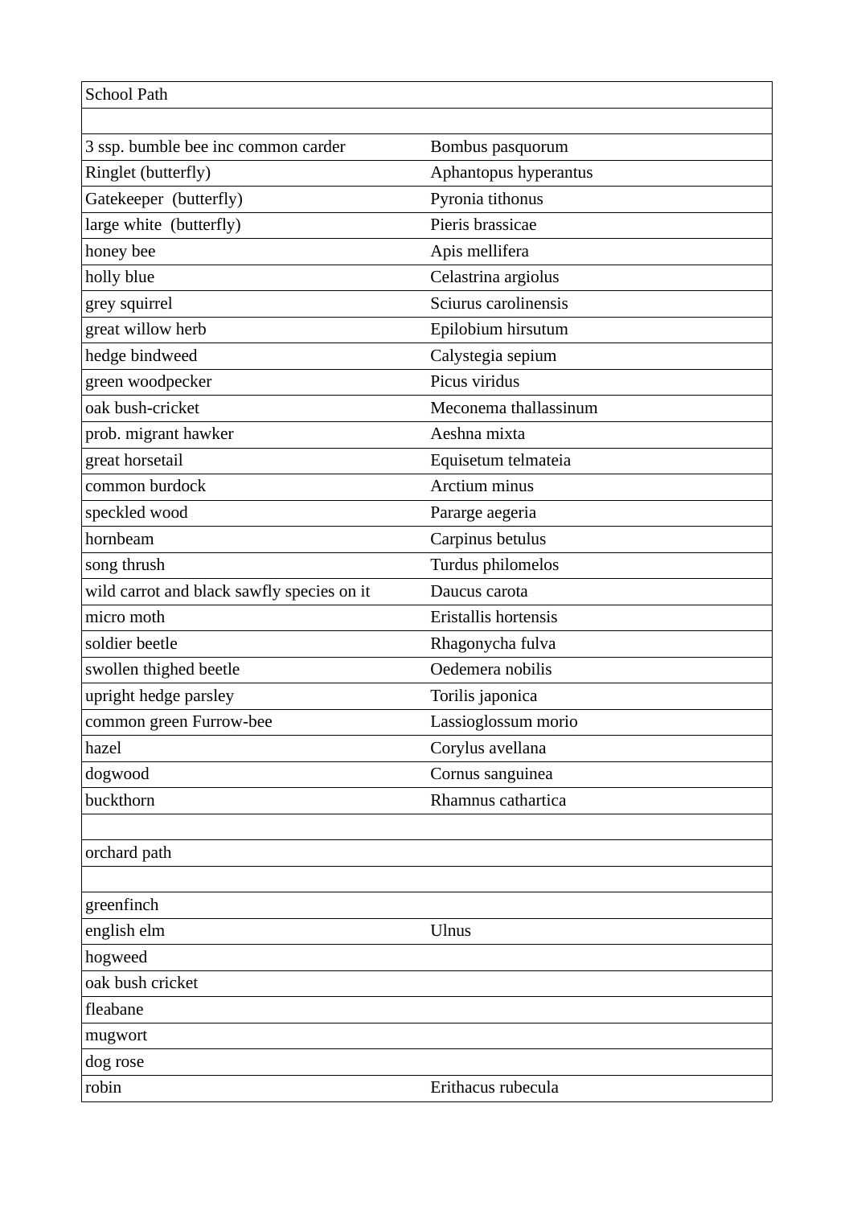| School Path | |
|---|---|
| | |
| 3 ssp. bumble bee inc common carder | Bombus pasquorum |
| Ringlet (butterfly) | Aphantopus hyperantus |
| Gatekeeper (butterfly) | Pyronia tithonus |
| large white (butterfly) | Pieris brassicae |
| honey bee | Apis mellifera |
| holly blue | Celastrina argiolus |
| grey squirrel | Sciurus carolinensis |
| great willow herb | Epilobium hirsutum |
| hedge bindweed | Calystegia sepium |
| green woodpecker | Picus viridus |
| oak bush-cricket | Meconema thallassinum |
| prob. migrant hawker | Aeshna mixta |
| great horsetail | Equisetum telmateia |
| common burdock | Arctium minus |
| speckled wood | Pararge aegeria |
| hornbeam | Carpinus betulus |
| song thrush | Turdus philomelos |
| wild carrot and black sawfly species on it | Daucus carota |
| micro moth | Eristallis hortensis |
| soldier beetle | Rhagonycha fulva |
| swollen thighed beetle | Oedemera nobilis |
| upright hedge parsley | Torilis japonica |
| common green Furrow-bee | Lassioglossum morio |
| hazel | Corylus avellana |
| dogwood | Cornus sanguinea |
| buckthorn | Rhamnus cathartica |
| | |
| orchard path | |
| | |
| greenfinch | |
| english elm | Ulnus |
| hogweed | |
| oak bush cricket | |
| fleabane | |
| mugwort | |
| dog rose | |
| robin | Erithacus rubecula |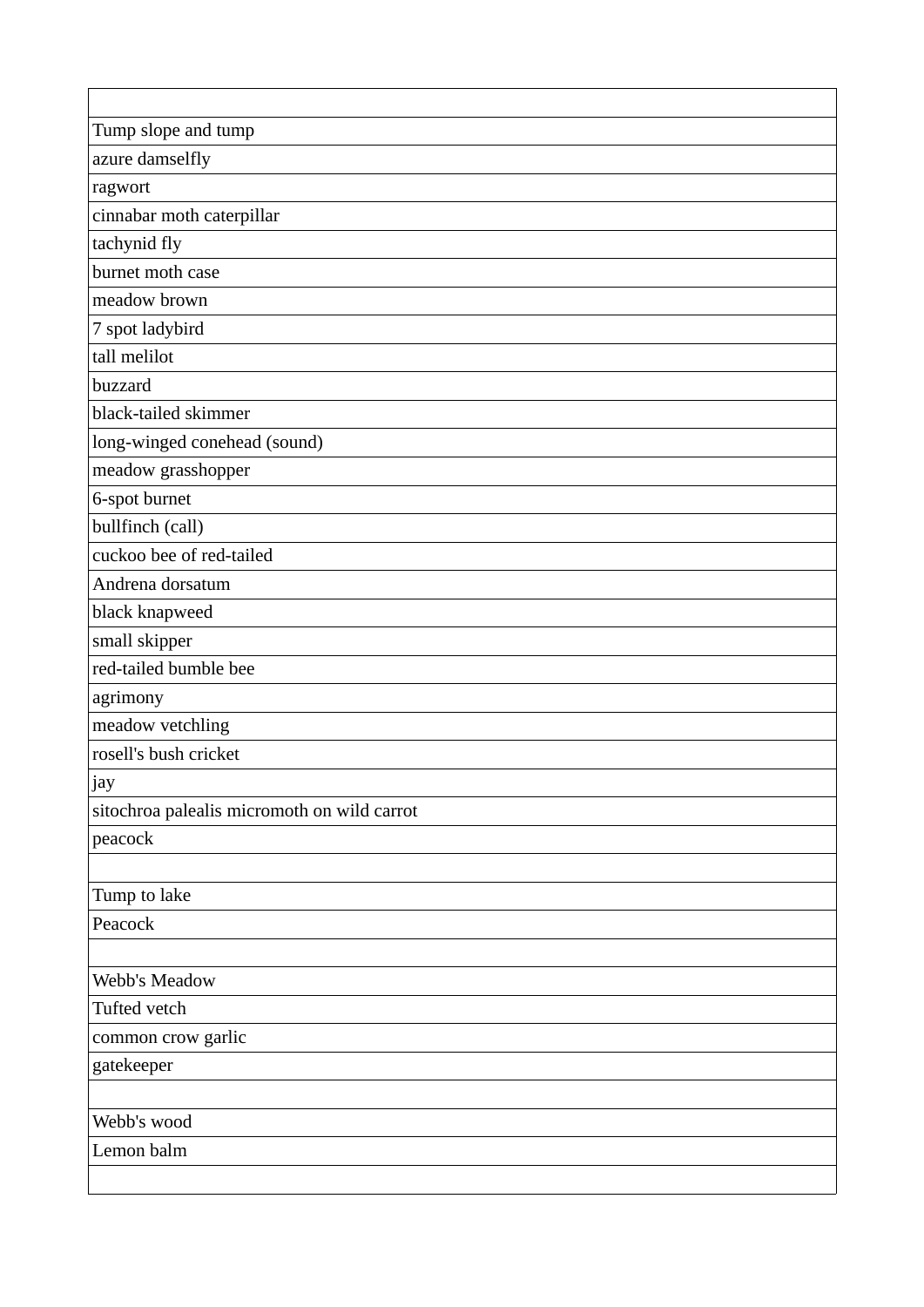| |
|---|
| Tump slope and tump |
| azure damselfly |
| ragwort |
| cinnabar moth caterpillar |
| tachynid fly |
| burnet moth case |
| meadow brown |
| 7 spot ladybird |
| tall melilot |
| buzzard |
| black-tailed skimmer |
| long-winged conehead (sound) |
| meadow grasshopper |
| 6-spot burnet |
| bullfinch (call) |
| cuckoo bee of red-tailed |
| Andrena dorsatum |
| black knapweed |
| small skipper |
| red-tailed bumble bee |
| agrimony |
| meadow vetchling |
| rosell's bush cricket |
| jay |
| sitochroa palealis micromoth on wild carrot |
| peacock |
| |
| Tump to lake |
| Peacock |
| |
| Webb's Meadow |
| Tufted vetch |
| common crow garlic |
| gatekeeper |
| |
| Webb's wood |
| Lemon balm |
| |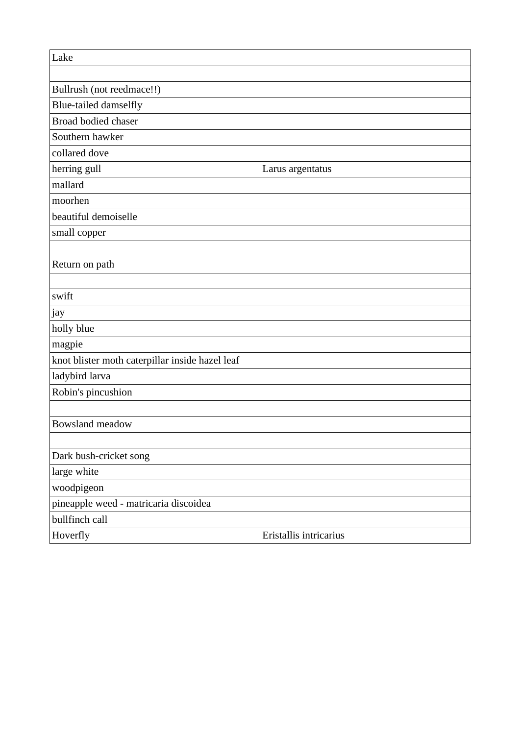| | |
|---|---|
| Lake | |
| | |
| Bullrush (not reedmace!!) | |
| Blue-tailed damselfly | |
| Broad bodied chaser | |
| Southern hawker | |
| collared dove | |
| herring gull | Larus argentatus |
| mallard | |
| moorhen | |
| beautiful demoiselle | |
| small copper | |
| | |
| Return on path | |
| | |
| swift | |
| jay | |
| holly blue | |
| magpie | |
| knot blister moth caterpillar inside hazel leaf | |
| ladybird larva | |
| Robin's pincushion | |
| | |
| Bowsland meadow | |
| | |
| Dark bush-cricket song | |
| large white | |
| woodpigeon | |
| pineapple weed - matricaria discoidea | |
| bullfinch call | |
| Hoverfly | Eristallis intricarius |